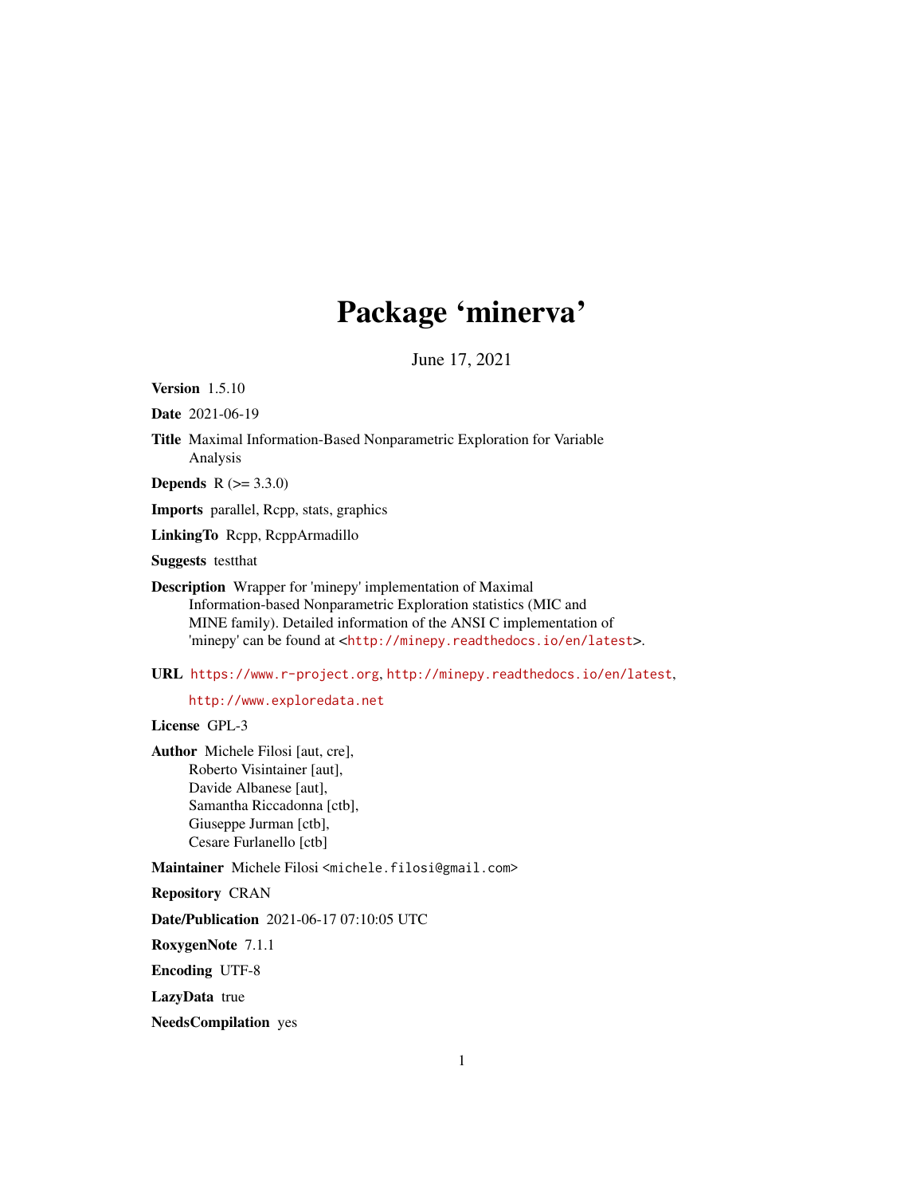# Package 'minerva'

June 17, 2021

**Version** 1.5.10

**Date** 2021-06-19

**Title** Maximal Information-Based Nonparametric Exploration for Variable Analysis

**Depends** R (>= 3.3.0)

**Imports** parallel, Rcpp, stats, graphics

**LinkingTo** Rcpp, RcppArmadillo

**Suggests** testthat

**Description** Wrapper for 'minepy' implementation of Maximal Information-based Nonparametric Exploration statistics (MIC and MINE family). Detailed information of the ANSI C implementation of 'minepy' can be found at <http://minepy.readthedocs.io/en/latest>.

**URL** https://www.r-project.org, http://minepy.readthedocs.io/en/latest, http://www.exploredata.net

**License** GPL-3

**Author** Michele Filosi [aut, cre],
Roberto Visintainer [aut],
Davide Albanese [aut],
Samantha Riccadonna [ctb],
Giuseppe Jurman [ctb],
Cesare Furlanello [ctb]

**Maintainer** Michele Filosi <michele.filosi@gmail.com>

**Repository** CRAN

**Date/Publication** 2021-06-17 07:10:05 UTC

**RoxygenNote** 7.1.1

**Encoding** UTF-8

**LazyData** true

**NeedsCompilation** yes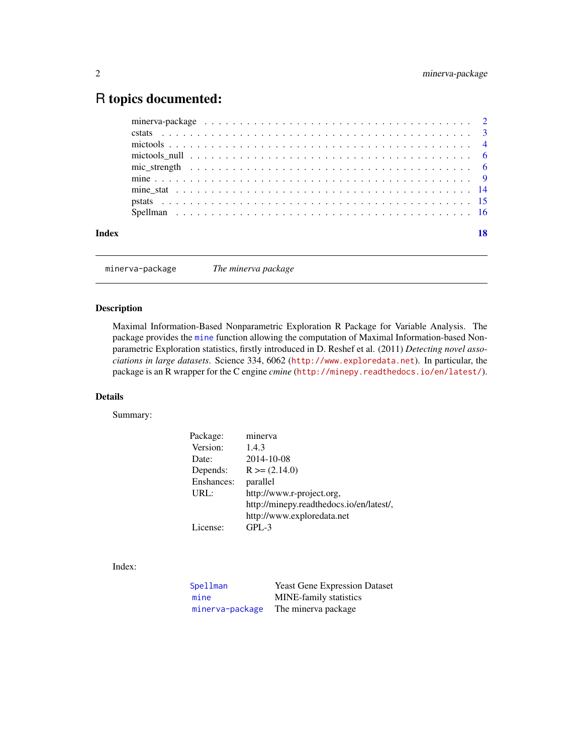# R topics documented:

| | |
|---|---|
| minerva-package | 2 |
| cstats | 3 |
| mictools | 4 |
| mictools_null | 6 |
| mic_strength | 6 |
| mine | 9 |
| mine_stat | 14 |
| pstats | 15 |
| Spellman | 16 |

**Index** **18**

---

minerva-package *The minerva package*

---

## Description

Maximal Information-Based Nonparametric Exploration R Package for Variable Analysis. The package provides the mine function allowing the computation of Maximal Information-based Nonparametric Exploration statistics, firstly introduced in D. Reshef et al. (2011) *Detecting novel associations in large datasets*. Science 334, 6062 (http://www.exploredata.net). In particular, the package is an R wrapper for the C engine *cmine* (http://minepy.readthedocs.io/en/latest/).

## Details

Summary:

| | |
|---|---|
| Package: | minerva |
| Version: | 1.4.3 |
| Date: | 2014-10-08 |
| Depends: | R >= (2.14.0) |
| Enshances: | parallel |
| URL: | http://www.r-project.org, |
| | http://minepy.readthedocs.io/en/latest/, |
| | http://www.exploredata.net |
| License: | GPL-3 |

Index:

| | |
|---|---|
| Spellman | Yeast Gene Expression Dataset |
| mine | MINE-family statistics |
| minerva-package | The minerva package |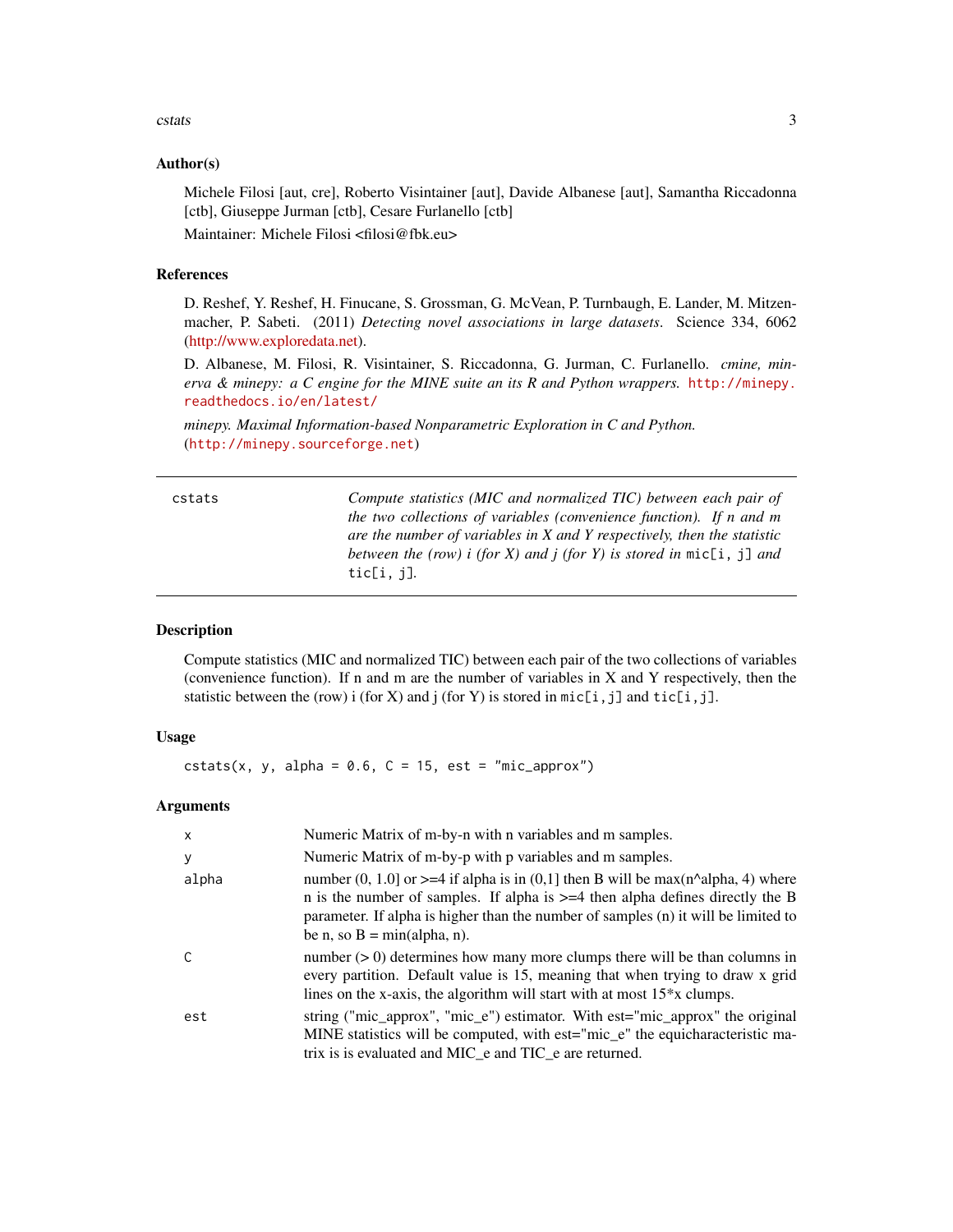### Author(s)

Michele Filosi [aut, cre], Roberto Visintainer [aut], Davide Albanese [aut], Samantha Riccadonna [ctb], Giuseppe Jurman [ctb], Cesare Furlanello [ctb]

Maintainer: Michele Filosi <filosi@fbk.eu>

### References

D. Reshef, Y. Reshef, H. Finucane, S. Grossman, G. McVean, P. Turnbaugh, E. Lander, M. Mitzenmacher, P. Sabeti. (2011) *Detecting novel associations in large datasets*. Science 334, 6062 (http://www.exploredata.net).

D. Albanese, M. Filosi, R. Visintainer, S. Riccadonna, G. Jurman, C. Furlanello. *cmine, minerva & minepy: a C engine for the MINE suite an its R and Python wrappers.* http://minepy.readthedocs.io/en/latest/

*minepy. Maximal Information-based Nonparametric Exploration in C and Python.* (http://minepy.sourceforge.net)

---

## cstats

*Compute statistics (MIC and normalized TIC) between each pair of the two collections of variables (convenience function). If n and m are the number of variables in X and Y respectively, then the statistic between the (row) i (for X) and j (for Y) is stored in* `mic[i, j]` *and* `tic[i, j]`.

---

### Description

Compute statistics (MIC and normalized TIC) between each pair of the two collections of variables (convenience function). If n and m are the number of variables in X and Y respectively, then the statistic between the (row) i (for X) and j (for Y) is stored in `mic[i,j]` and `tic[i,j]`.

### Usage

```
cstats(x, y, alpha = 0.6, C = 15, est = "mic_approx")
```

### Arguments

| | |
|---|---|
| `x` | Numeric Matrix of m-by-n with n variables and m samples. |
| `y` | Numeric Matrix of m-by-p with p variables and m samples. |
| `alpha` | number (0, 1.0] or >=4 if alpha is in (0,1] then B will be max(n^alpha, 4) where n is the number of samples. If alpha is >=4 then alpha defines directly the B parameter. If alpha is higher than the number of samples (n) it will be limited to be n, so B = min(alpha, n). |
| `C` | number (> 0) determines how many more clumps there will be than columns in every partition. Default value is 15, meaning that when trying to draw x grid lines on the x-axis, the algorithm will start with at most 15*x clumps. |
| `est` | string ("mic_approx", "mic_e") estimator. With est="mic_approx" the original MINE statistics will be computed, with est="mic_e" the equicharacteristic matrix is is evaluated and MIC_e and TIC_e are returned. |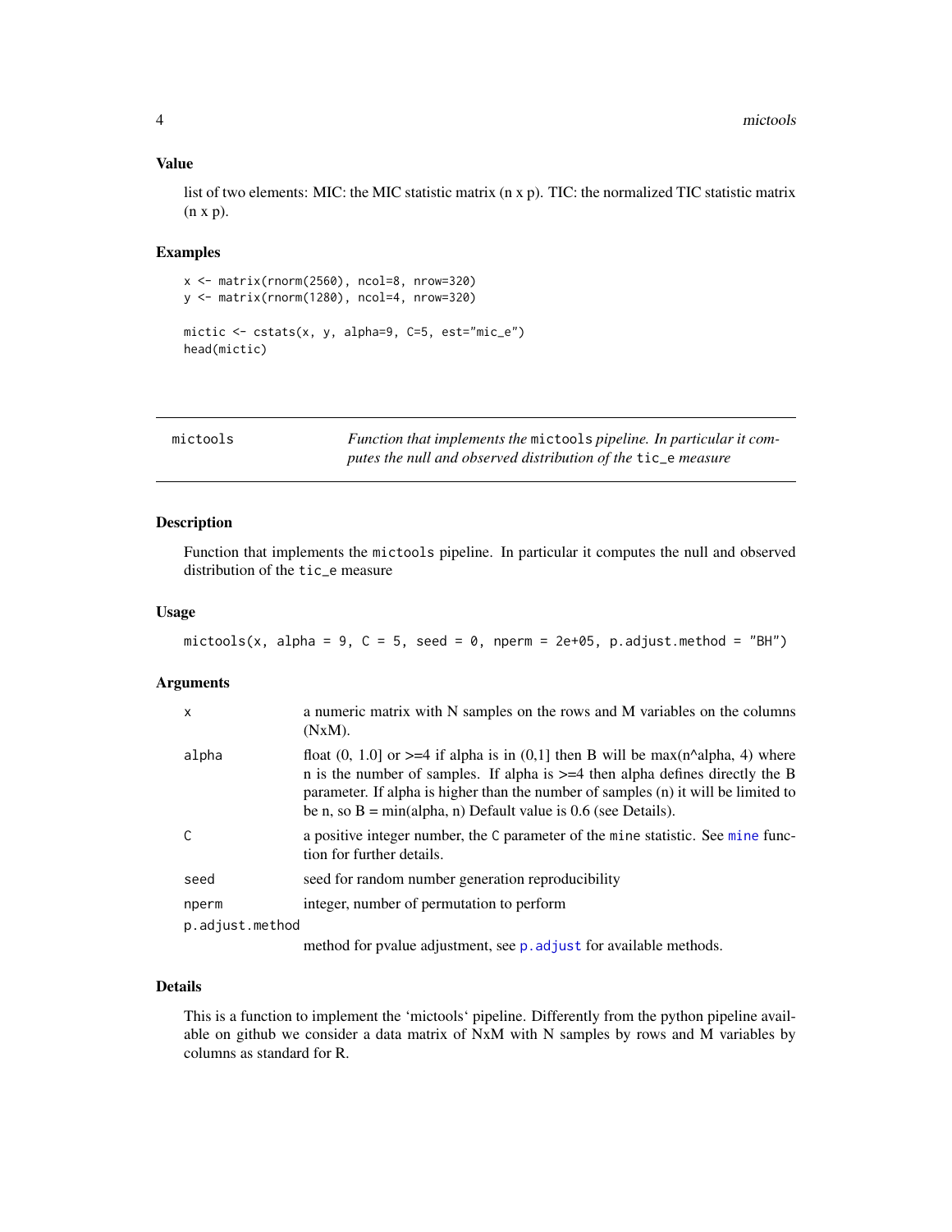### Value

list of two elements: MIC: the MIC statistic matrix (n x p). TIC: the normalized TIC statistic matrix (n x p).

### Examples

```
x <- matrix(rnorm(2560), ncol=8, nrow=320)
y <- matrix(rnorm(1280), ncol=4, nrow=320)

mictic <- cstats(x, y, alpha=9, C=5, est="mic_e")
head(mictic)
```

---

## mictools

*Function that implements the* `mictools` *pipeline. In particular it computes the null and observed distribution of the* `tic_e` *measure*

---

### Description

Function that implements the `mictools` pipeline. In particular it computes the null and observed distribution of the `tic_e` measure

### Usage

```
mictools(x, alpha = 9, C = 5, seed = 0, nperm = 2e+05, p.adjust.method = "BH")
```

### Arguments

| | |
|---|---|
| `x` | a numeric matrix with N samples on the rows and M variables on the columns (NxM). |
| `alpha` | float (0, 1.0] or >=4 if alpha is in (0,1] then B will be max(n^alpha, 4) where n is the number of samples. If alpha is >=4 then alpha defines directly the B parameter. If alpha is higher than the number of samples (n) it will be limited to be n, so B = min(alpha, n) Default value is 0.6 (see Details). |
| `C` | a positive integer number, the `C` parameter of the `mine` statistic. See `mine` function for further details. |
| `seed` | seed for random number generation reproducibility |
| `nperm` | integer, number of permutation to perform |
| `p.adjust.method` | method for pvalue adjustment, see `p.adjust` for available methods. |

### Details

This is a function to implement the 'mictools' pipeline. Differently from the python pipeline available on github we consider a data matrix of NxM with N samples by rows and M variables by columns as standard for R.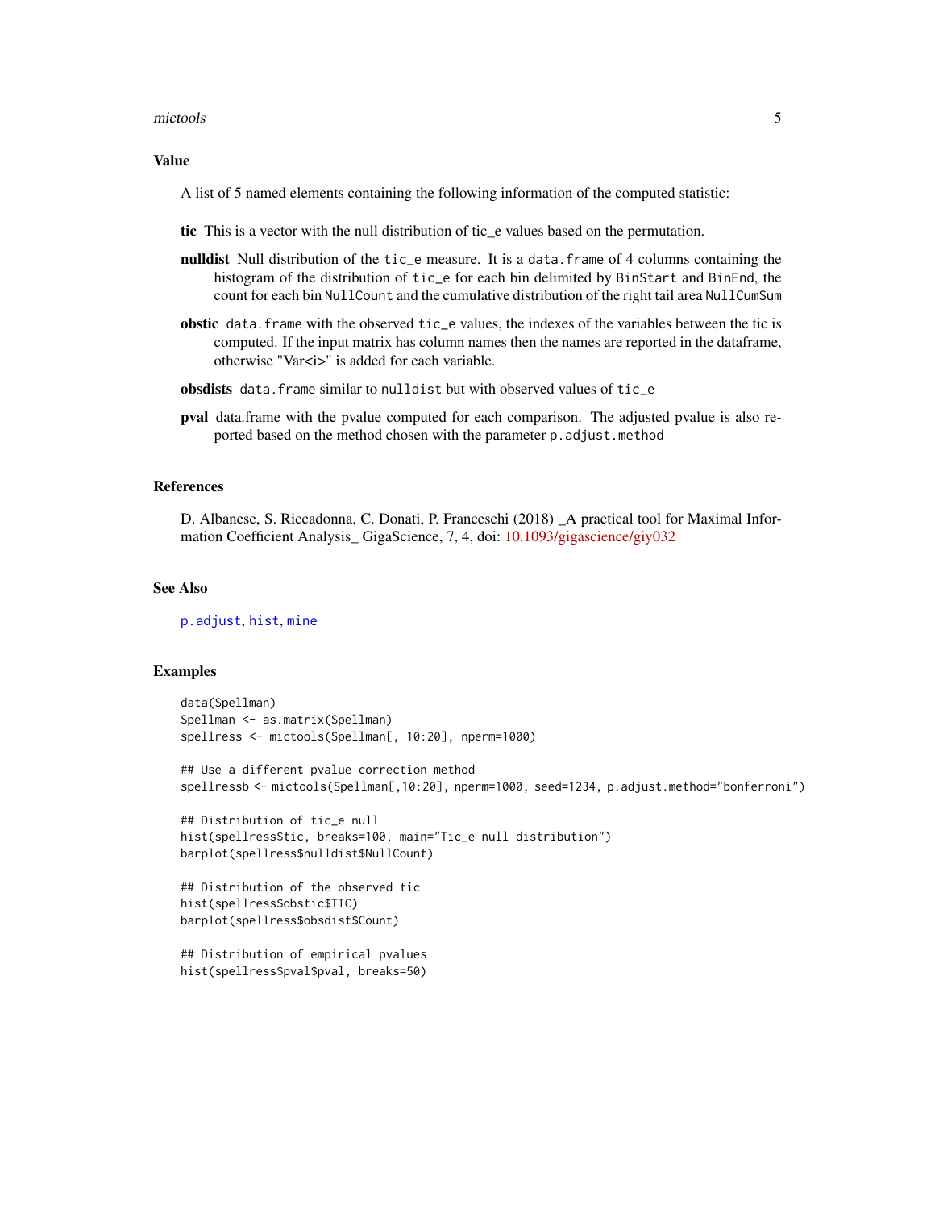## Value

A list of 5 named elements containing the following information of the computed statistic:

**tic** This is a vector with the null distribution of tic_e values based on the permutation.

**nulldist** Null distribution of the `tic_e` measure. It is a `data.frame` of 4 columns containing the histogram of the distribution of `tic_e` for each bin delimited by `BinStart` and `BinEnd`, the count for each bin `NullCount` and the cumulative distribution of the right tail area `NullCumSum`

**obstic** `data.frame` with the observed `tic_e` values, the indexes of the variables between the tic is computed. If the input matrix has column names then the names are reported in the dataframe, otherwise "Var<i>" is added for each variable.

**obsdists** `data.frame` similar to `nulldist` but with observed values of `tic_e`

**pval** data.frame with the pvalue computed for each comparison. The adjusted pvalue is also reported based on the method chosen with the parameter `p.adjust.method`

## References

D. Albanese, S. Riccadonna, C. Donati, P. Franceschi (2018) _A practical tool for Maximal Information Coefficient Analysis_ GigaScience, 7, 4, doi: 10.1093/gigascience/giy032

## See Also

`p.adjust`, `hist`, `mine`

## Examples

```
data(Spellman)
Spellman <- as.matrix(Spellman)
spellress <- mictools(Spellman[, 10:20], nperm=1000)

## Use a different pvalue correction method
spellressb <- mictools(Spellman[,10:20], nperm=1000, seed=1234, p.adjust.method="bonferroni")

## Distribution of tic_e null
hist(spellress$tic, breaks=100, main="Tic_e null distribution")
barplot(spellress$nulldist$NullCount)

## Distribution of the observed tic
hist(spellress$obstic$TIC)
barplot(spellress$obsdist$Count)

## Distribution of empirical pvalues
hist(spellress$pval$pval, breaks=50)
```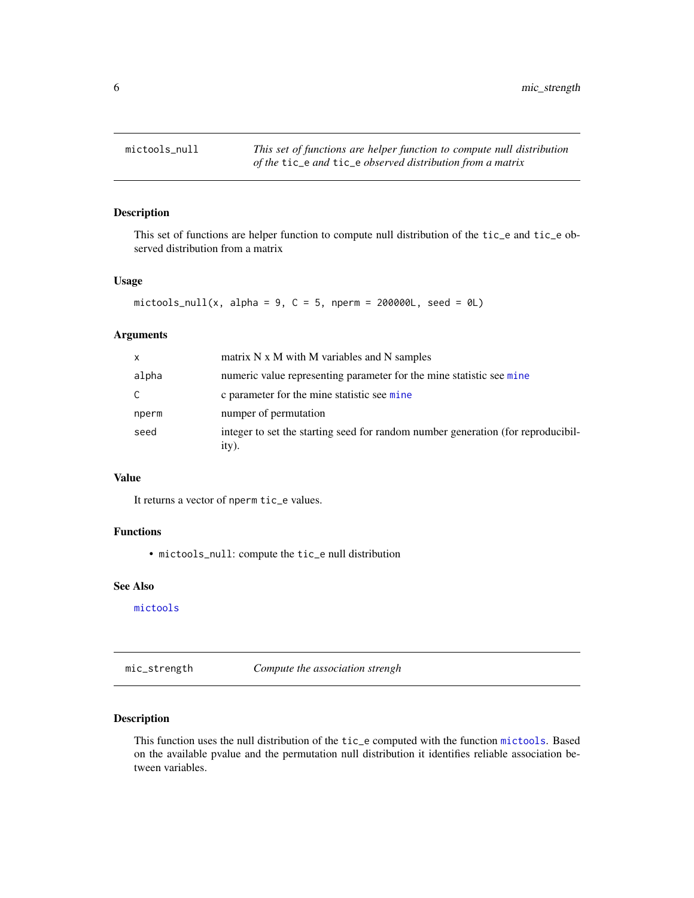## mictools_null

*This set of functions are helper function to compute null distribution of the tic_e and tic_e observed distribution from a matrix*

### Description

This set of functions are helper function to compute null distribution of the tic_e and tic_e observed distribution from a matrix

### Usage

```
mictools_null(x, alpha = 9, C = 5, nperm = 200000L, seed = 0L)
```

### Arguments

| | |
|---|---|
| x | matrix N x M with M variables and N samples |
| alpha | numeric value representing parameter for the mine statistic see mine |
| C | c parameter for the mine statistic see mine |
| nperm | numper of permutation |
| seed | integer to set the starting seed for random number generation (for reproducibility). |

### Value

It returns a vector of nperm tic_e values.

### Functions

- mictools_null: compute the tic_e null distribution

### See Also

mictools

## mic_strength

*Compute the association strengh*

### Description

This function uses the null distribution of the tic_e computed with the function mictools. Based on the available pvalue and the permutation null distribution it identifies reliable association between variables.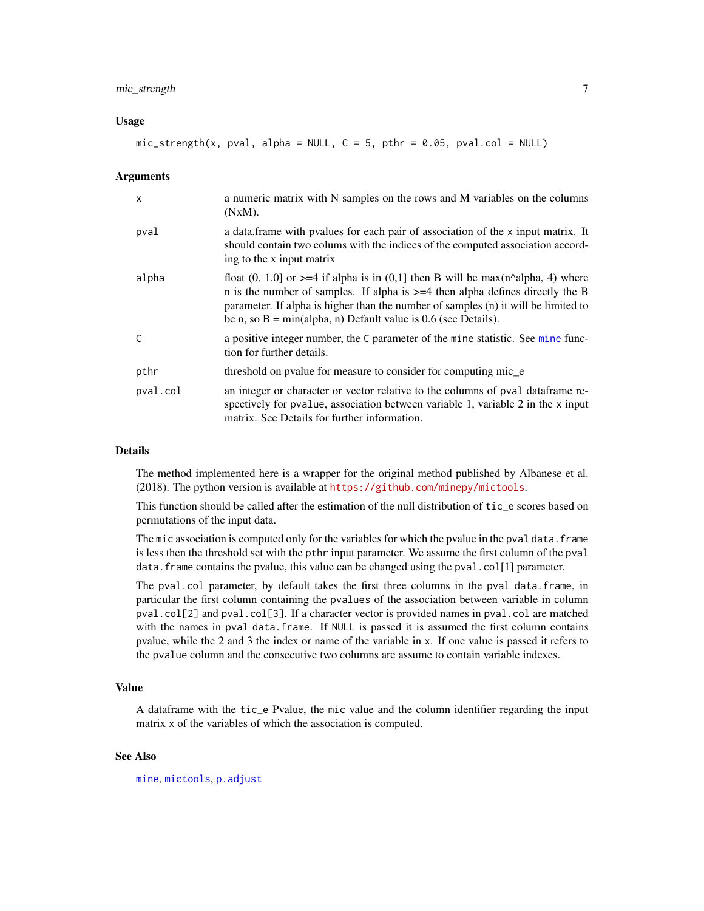## Usage

```
mic_strength(x, pval, alpha = NULL, C = 5, pthr = 0.05, pval.col = NULL)
```

## Arguments

| | |
|---|---|
| x | a numeric matrix with N samples on the rows and M variables on the columns (NxM). |
| pval | a data.frame with pvalues for each pair of association of the x input matrix. It should contain two colums with the indices of the computed association according to the x input matrix |
| alpha | float (0, 1.0] or >=4 if alpha is in (0,1] then B will be max(n^alpha, 4) where n is the number of samples. If alpha is >=4 then alpha defines directly the B parameter. If alpha is higher than the number of samples (n) it will be limited to be n, so B = min(alpha, n) Default value is 0.6 (see Details). |
| C | a positive integer number, the C parameter of the mine statistic. See mine function for further details. |
| pthr | threshold on pvalue for measure to consider for computing mic_e |
| pval.col | an integer or character or vector relative to the columns of pval dataframe respectively for pvalue, association between variable 1, variable 2 in the x input matrix. See Details for further information. |

## Details

The method implemented here is a wrapper for the original method published by Albanese et al. (2018). The python version is available at https://github.com/minepy/mictools.

This function should be called after the estimation of the null distribution of tic_e scores based on permutations of the input data.

The mic association is computed only for the variables for which the pvalue in the pval data.frame is less then the threshold set with the pthr input parameter. We assume the first column of the pval data.frame contains the pvalue, this value can be changed using the pval.col[1] parameter.

The pval.col parameter, by default takes the first three columns in the pval data.frame, in particular the first column containing the pvalues of the association between variable in column pval.col[2] and pval.col[3]. If a character vector is provided names in pval.col are matched with the names in pval data.frame. If NULL is passed it is assumed the first column contains pvalue, while the 2 and 3 the index or name of the variable in x. If one value is passed it refers to the pvalue column and the consecutive two columns are assume to contain variable indexes.

## Value

A dataframe with the tic_e Pvalue, the mic value and the column identifier regarding the input matrix x of the variables of which the association is computed.

## See Also

mine, mictools, p.adjust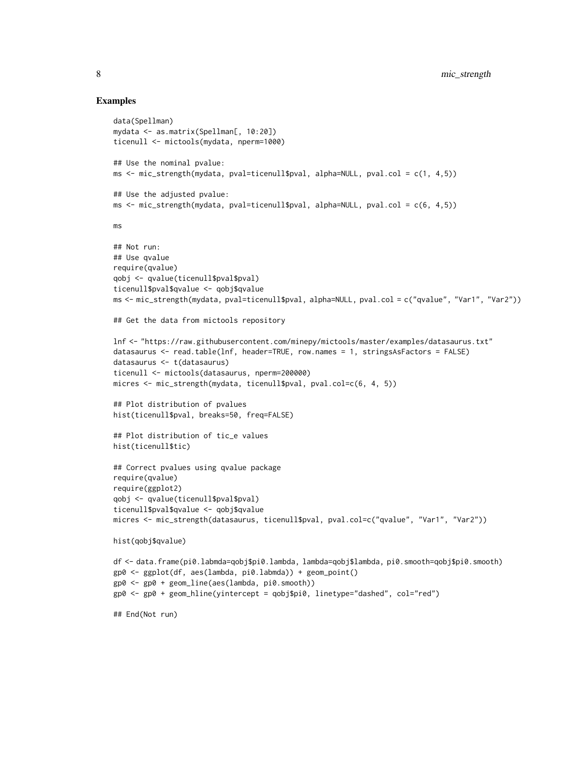## Examples

```
data(Spellman)
mydata <- as.matrix(Spellman[, 10:20])
ticenull <- mictools(mydata, nperm=1000)

## Use the nominal pvalue:
ms <- mic_strength(mydata, pval=ticenull$pval, alpha=NULL, pval.col = c(1, 4,5))

## Use the adjusted pvalue:
ms <- mic_strength(mydata, pval=ticenull$pval, alpha=NULL, pval.col = c(6, 4,5))

ms

## Not run:
## Use qvalue
require(qvalue)
qobj <- qvalue(ticenull$pval$pval)
ticenull$pval$qvalue <- qobj$qvalue
ms <- mic_strength(mydata, pval=ticenull$pval, alpha=NULL, pval.col = c("qvalue", "Var1", "Var2"))

## Get the data from mictools repository

lnf <- "https://raw.githubusercontent.com/minepy/mictools/master/examples/datasaurus.txt"
datasaurus <- read.table(lnf, header=TRUE, row.names = 1, stringsAsFactors = FALSE)
datasaurus <- t(datasaurus)
ticenull <- mictools(datasaurus, nperm=200000)
micres <- mic_strength(mydata, ticenull$pval, pval.col=c(6, 4, 5))

## Plot distribution of pvalues
hist(ticenull$pval, breaks=50, freq=FALSE)

## Plot distribution of tic_e values
hist(ticenull$tic)

## Correct pvalues using qvalue package
require(qvalue)
require(ggplot2)
qobj <- qvalue(ticenull$pval$pval)
ticenull$pval$qvalue <- qobj$qvalue
micres <- mic_strength(datasaurus, ticenull$pval, pval.col=c("qvalue", "Var1", "Var2"))

hist(qobj$qvalue)

df <- data.frame(pi0.labmda=qobj$pi0.lambda, lambda=qobj$lambda, pi0.smooth=qobj$pi0.smooth)
gp0 <- ggplot(df, aes(lambda, pi0.labmda)) + geom_point()
gp0 <- gp0 + geom_line(aes(lambda, pi0.smooth))
gp0 <- gp0 + geom_hline(yintercept = qobj$pi0, linetype="dashed", col="red")

## End(Not run)
```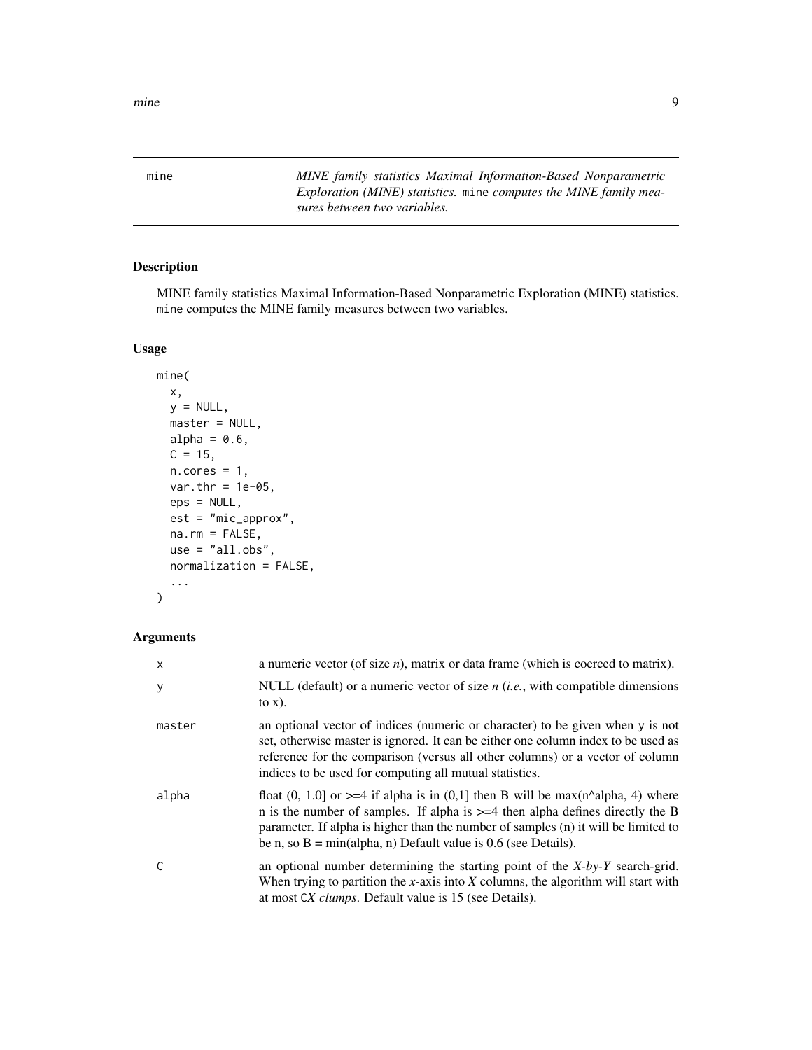mine *MINE family statistics Maximal Information-Based Nonparametric Exploration (MINE) statistics.* `mine` *computes the MINE family measures between two variables.*

## Description

MINE family statistics Maximal Information-Based Nonparametric Exploration (MINE) statistics. `mine` computes the MINE family measures between two variables.

## Usage

```
mine(
  x,
  y = NULL,
  master = NULL,
  alpha = 0.6,
  C = 15,
  n.cores = 1,
  var.thr = 1e-05,
  eps = NULL,
  est = "mic_approx",
  na.rm = FALSE,
  use = "all.obs",
  normalization = FALSE,
  ...
)
```

## Arguments

| | |
|---|---|
| x | a numeric vector (of size *n*), matrix or data frame (which is coerced to matrix). |
| y | NULL (default) or a numeric vector of size *n* (*i.e.*, with compatible dimensions to x). |
| master | an optional vector of indices (numeric or character) to be given when y is not set, otherwise master is ignored. It can be either one column index to be used as reference for the comparison (versus all other columns) or a vector of column indices to be used for computing all mutual statistics. |
| alpha | float (0, 1.0] or >=4 if alpha is in (0,1] then B will be max(n^alpha, 4) where n is the number of samples. If alpha is >=4 then alpha defines directly the B parameter. If alpha is higher than the number of samples (n) it will be limited to be n, so B = min(alpha, n) Default value is 0.6 (see Details). |
| C | an optional number determining the starting point of the *X-by-Y* search-grid. When trying to partition the *x*-axis into *X* columns, the algorithm will start with at most C*X* *clumps*. Default value is 15 (see Details). |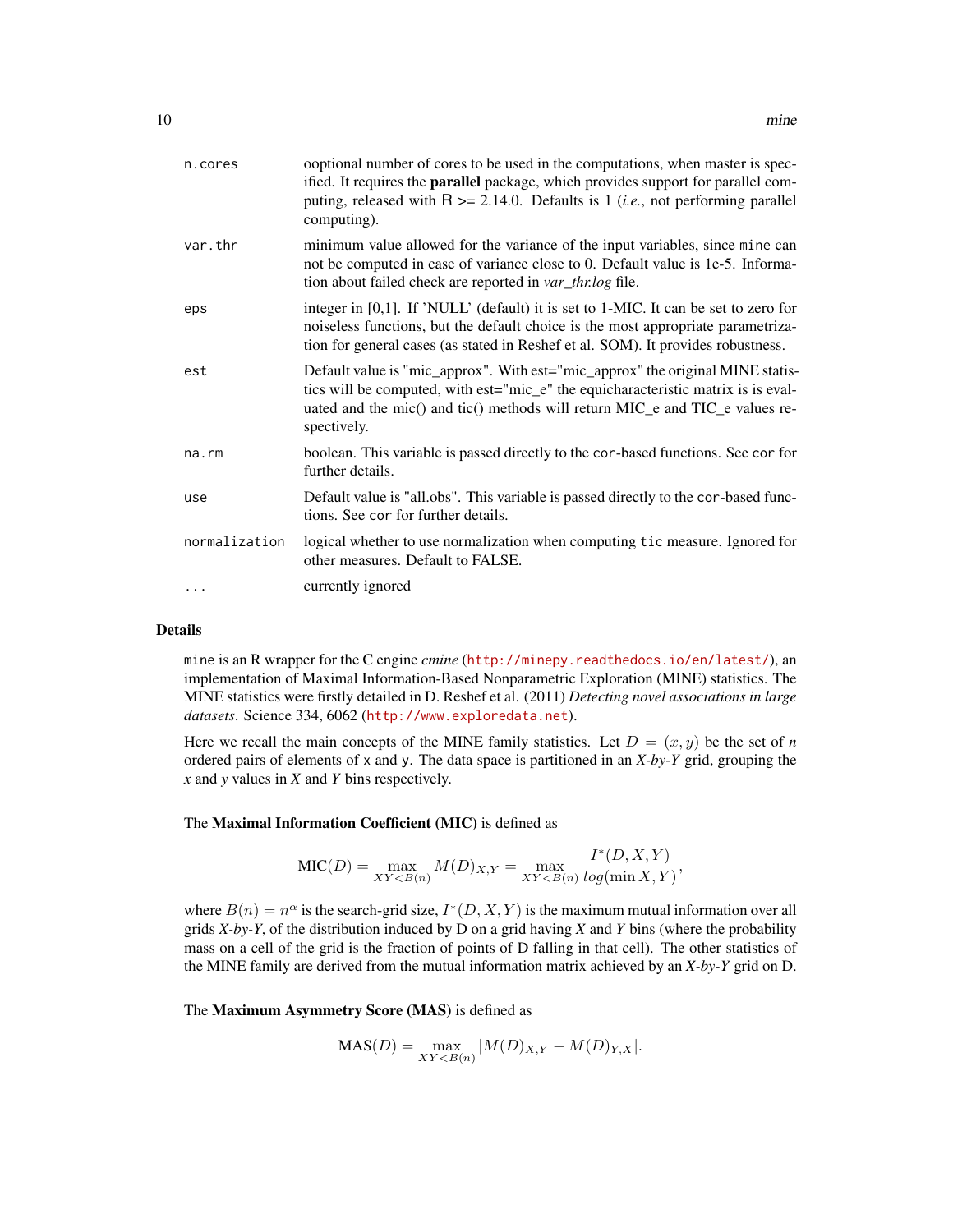| | |
|---|---|
| n.cores | ooptional number of cores to be used in the computations, when master is specified. It requires the **parallel** package, which provides support for parallel computing, released with R >= 2.14.0. Defaults is 1 (*i.e.*, not performing parallel computing). |
| var.thr | minimum value allowed for the variance of the input variables, since mine can not be computed in case of variance close to 0. Default value is 1e-5. Information about failed check are reported in *var_thr.log* file. |
| eps | integer in [0,1]. If 'NULL' (default) it is set to 1-MIC. It can be set to zero for noiseless functions, but the default choice is the most appropriate parametrization for general cases (as stated in Reshef et al. SOM). It provides robustness. |
| est | Default value is "mic_approx". With est="mic_approx" the original MINE statistics will be computed, with est="mic_e" the equicharacteristic matrix is is evaluated and the mic() and tic() methods will return MIC_e and TIC_e values respectively. |
| na.rm | boolean. This variable is passed directly to the cor-based functions. See cor for further details. |
| use | Default value is "all.obs". This variable is passed directly to the cor-based functions. See cor for further details. |
| normalization | logical whether to use normalization when computing tic measure. Ignored for other measures. Default to FALSE. |
| ... | currently ignored |

### Details

mine is an R wrapper for the C engine *cmine* (http://minepy.readthedocs.io/en/latest/), an implementation of Maximal Information-Based Nonparametric Exploration (MINE) statistics. The MINE statistics were firstly detailed in D. Reshef et al. (2011) *Detecting novel associations in large datasets*. Science 334, 6062 (http://www.exploredata.net).

Here we recall the main concepts of the MINE family statistics. Let $D = (x, y)$ be the set of $n$ ordered pairs of elements of x and y. The data space is partitioned in an *X-by-Y* grid, grouping the *x* and *y* values in *X* and *Y* bins respectively.

The **Maximal Information Coefficient (MIC)** is defined as

$$\text{MIC}(D) = \max_{XY<B(n)} M(D)_{X,Y} = \max_{XY<B(n)} \frac{I^*(D, X, Y)}{log(\min X, Y)},$$

where $B(n) = n^\alpha$ is the search-grid size, $I^*(D, X, Y)$ is the maximum mutual information over all grids *X-by-Y*, of the distribution induced by D on a grid having *X* and *Y* bins (where the probability mass on a cell of the grid is the fraction of points of D falling in that cell). The other statistics of the MINE family are derived from the mutual information matrix achieved by an *X-by-Y* grid on D.

The **Maximum Asymmetry Score (MAS)** is defined as

$$\text{MAS}(D) = \max_{XY<B(n)} |M(D)_{X,Y} - M(D)_{Y,X}|.$$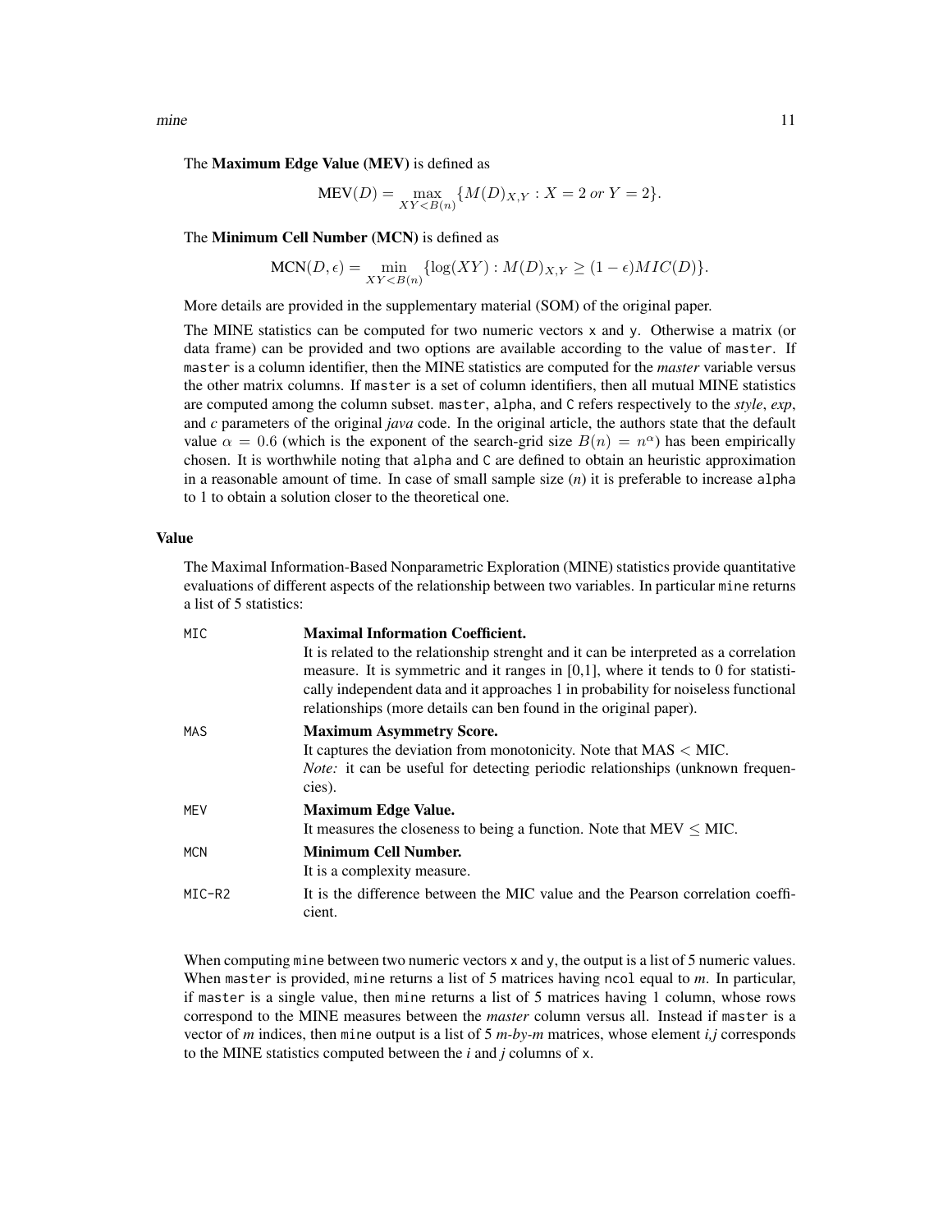The **Maximum Edge Value (MEV)** is defined as

$$\text{MEV}(D) = \max_{XY<B(n)}\{M(D)_{X,Y} : X = 2 \text{ } or \text{ } Y = 2\}.$$

The **Minimum Cell Number (MCN)** is defined as

$$\text{MCN}(D, \epsilon) = \min_{XY<B(n)}\{\log(XY) : M(D)_{X,Y} \geq (1-\epsilon)MIC(D)\}.$$

More details are provided in the supplementary material (SOM) of the original paper.

The MINE statistics can be computed for two numeric vectors `x` and `y`. Otherwise a matrix (or data frame) can be provided and two options are available according to the value of `master`. If `master` is a column identifier, then the MINE statistics are computed for the *master* variable versus the other matrix columns. If `master` is a set of column identifiers, then all mutual MINE statistics are computed among the column subset. `master`, `alpha`, and `C` refers respectively to the *style*, *exp*, and *c* parameters of the original *java* code. In the original article, the authors state that the default value $\alpha = 0.6$ (which is the exponent of the search-grid size $B(n) = n^{\alpha}$) has been empirically chosen. It is worthwhile noting that `alpha` and `C` are defined to obtain an heuristic approximation in a reasonable amount of time. In case of small sample size (*n*) it is preferable to increase `alpha` to 1 to obtain a solution closer to the theoretical one.

## Value

The Maximal Information-Based Nonparametric Exploration (MINE) statistics provide quantitative evaluations of different aspects of the relationship between two variables. In particular `mine` returns a list of 5 statistics:

`MIC` **Maximal Information Coefficient.**
It is related to the relationship strenght and it can be interpreted as a correlation measure. It is symmetric and it ranges in [0,1], where it tends to 0 for statistically independent data and it approaches 1 in probability for noiseless functional relationships (more details can ben found in the original paper).

`MAS` **Maximum Asymmetry Score.**
It captures the deviation from monotonicity. Note that MAS $<$ MIC.
*Note:* it can be useful for detecting periodic relationships (unknown frequencies).

`MEV` **Maximum Edge Value.**
It measures the closeness to being a function. Note that MEV $\leq$ MIC.

`MCN` **Minimum Cell Number.**
It is a complexity measure.

`MIC-R2` It is the difference between the MIC value and the Pearson correlation coefficient.

When computing `mine` between two numeric vectors `x` and `y`, the output is a list of 5 numeric values. When `master` is provided, `mine` returns a list of 5 matrices having `ncol` equal to *m*. In particular, if `master` is a single value, then `mine` returns a list of 5 matrices having 1 column, whose rows correspond to the MINE measures between the *master* column versus all. Instead if `master` is a vector of *m* indices, then `mine` output is a list of 5 *m-by-m* matrices, whose element *i,j* corresponds to the MINE statistics computed between the *i* and *j* columns of `x`.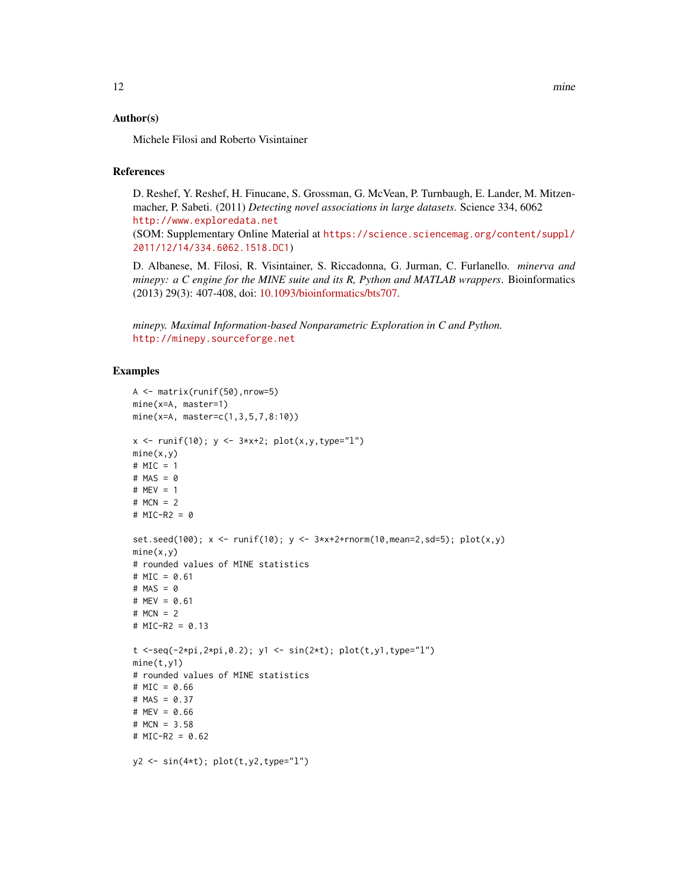## Author(s)

Michele Filosi and Roberto Visintainer

## References

D. Reshef, Y. Reshef, H. Finucane, S. Grossman, G. McVean, P. Turnbaugh, E. Lander, M. Mitzenmacher, P. Sabeti. (2011) *Detecting novel associations in large datasets*. Science 334, 6062
http://www.exploredata.net
(SOM: Supplementary Online Material at https://science.sciencemag.org/content/suppl/2011/12/14/334.6062.1518.DC1)

D. Albanese, M. Filosi, R. Visintainer, S. Riccadonna, G. Jurman, C. Furlanello. *minerva and minepy: a C engine for the MINE suite and its R, Python and MATLAB wrappers*. Bioinformatics (2013) 29(3): 407-408, doi: 10.1093/bioinformatics/bts707.

*minepy. Maximal Information-based Nonparametric Exploration in C and Python.*
http://minepy.sourceforge.net

## Examples

```
A <- matrix(runif(50),nrow=5)
mine(x=A, master=1)
mine(x=A, master=c(1,3,5,7,8:10))

x <- runif(10); y <- 3*x+2; plot(x,y,type="l")
mine(x,y)
# MIC = 1
# MAS = 0
# MEV = 1
# MCN = 2
# MIC-R2 = 0

set.seed(100); x <- runif(10); y <- 3*x+2+rnorm(10,mean=2,sd=5); plot(x,y)
mine(x,y)
# rounded values of MINE statistics
# MIC = 0.61
# MAS = 0
# MEV = 0.61
# MCN = 2
# MIC-R2 = 0.13

t <-seq(-2*pi,2*pi,0.2); y1 <- sin(2*t); plot(t,y1,type="l")
mine(t,y1)
# rounded values of MINE statistics
# MIC = 0.66
# MAS = 0.37
# MEV = 0.66
# MCN = 3.58
# MIC-R2 = 0.62

y2 <- sin(4*t); plot(t,y2,type="l")
```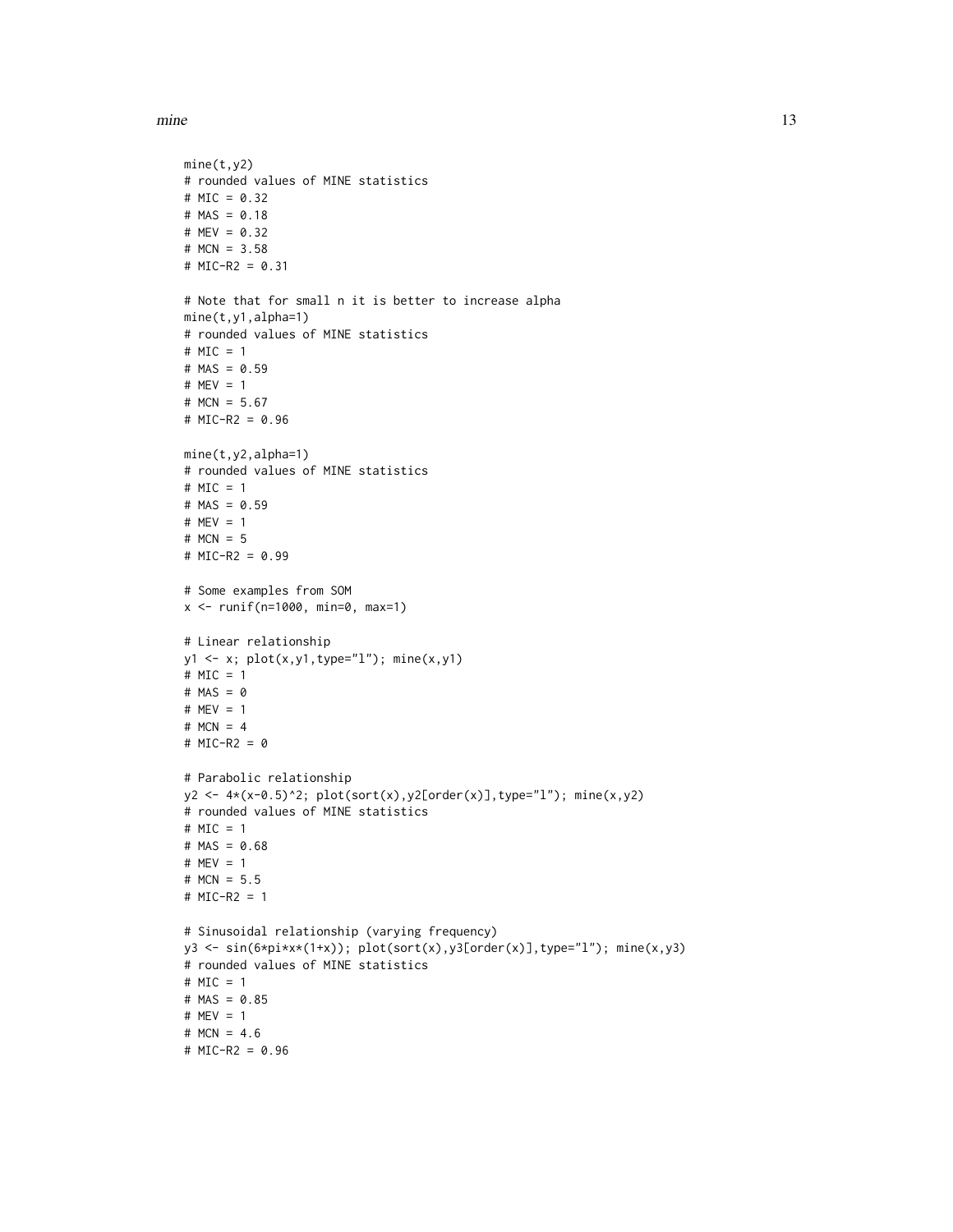```
mine(t,y2)
# rounded values of MINE statistics
# MIC = 0.32
# MAS = 0.18
# MEV = 0.32
# MCN = 3.58
# MIC-R2 = 0.31

# Note that for small n it is better to increase alpha
mine(t,y1,alpha=1)
# rounded values of MINE statistics
# MIC = 1
# MAS = 0.59
# MEV = 1
# MCN = 5.67
# MIC-R2 = 0.96

mine(t,y2,alpha=1)
# rounded values of MINE statistics
# MIC = 1
# MAS = 0.59
# MEV = 1
# MCN = 5
# MIC-R2 = 0.99

# Some examples from SOM
x <- runif(n=1000, min=0, max=1)

# Linear relationship
y1 <- x; plot(x,y1,type="l"); mine(x,y1)
# MIC = 1
# MAS = 0
# MEV = 1
# MCN = 4
# MIC-R2 = 0

# Parabolic relationship
y2 <- 4*(x-0.5)^2; plot(sort(x),y2[order(x)],type="l"); mine(x,y2)
# rounded values of MINE statistics
# MIC = 1
# MAS = 0.68
# MEV = 1
# MCN = 5.5
# MIC-R2 = 1

# Sinusoidal relationship (varying frequency)
y3 <- sin(6*pi*x*(1+x)); plot(sort(x),y3[order(x)],type="l"); mine(x,y3)
# rounded values of MINE statistics
# MIC = 1
# MAS = 0.85
# MEV = 1
# MCN = 4.6
# MIC-R2 = 0.96
```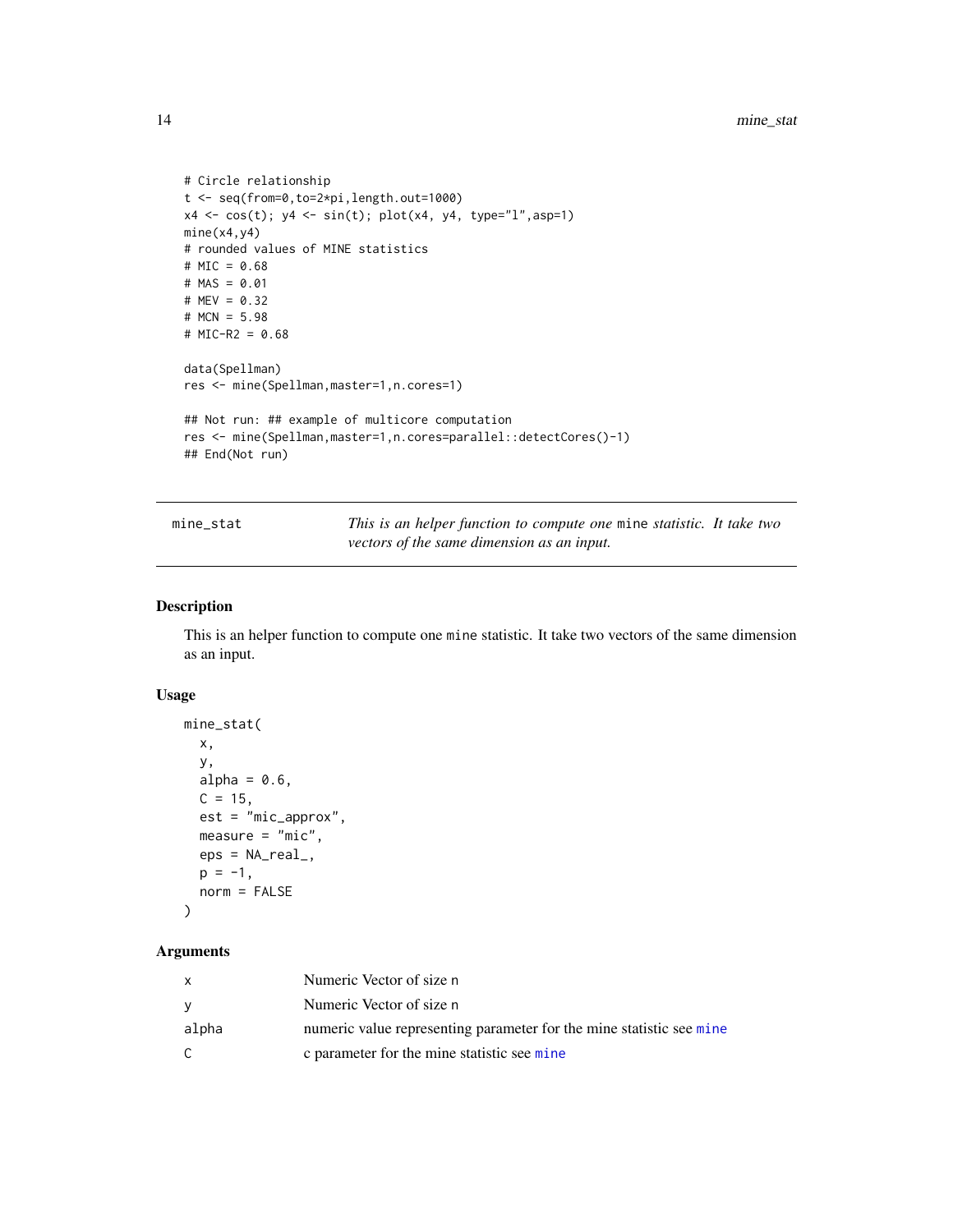```
# Circle relationship
t <- seq(from=0,to=2*pi,length.out=1000)
x4 <- cos(t); y4 <- sin(t); plot(x4, y4, type="l",asp=1)
mine(x4,y4)
# rounded values of MINE statistics
# MIC = 0.68
# MAS = 0.01
# MEV = 0.32
# MCN = 5.98
# MIC-R2 = 0.68

data(Spellman)
res <- mine(Spellman,master=1,n.cores=1)

## Not run: ## example of multicore computation
res <- mine(Spellman,master=1,n.cores=parallel::detectCores()-1)
## End(Not run)
```

---

## mine_stat

*This is an helper function to compute one* mine *statistic. It take two vectors of the same dimension as an input.*

---

### Description

This is an helper function to compute one mine statistic. It take two vectors of the same dimension as an input.

### Usage

```
mine_stat(
  x,
  y,
  alpha = 0.6,
  C = 15,
  est = "mic_approx",
  measure = "mic",
  eps = NA_real_,
  p = -1,
  norm = FALSE
)
```

### Arguments

| | |
|---|---|
| x | Numeric Vector of size n |
| y | Numeric Vector of size n |
| alpha | numeric value representing parameter for the mine statistic see mine |
| C | c parameter for the mine statistic see mine |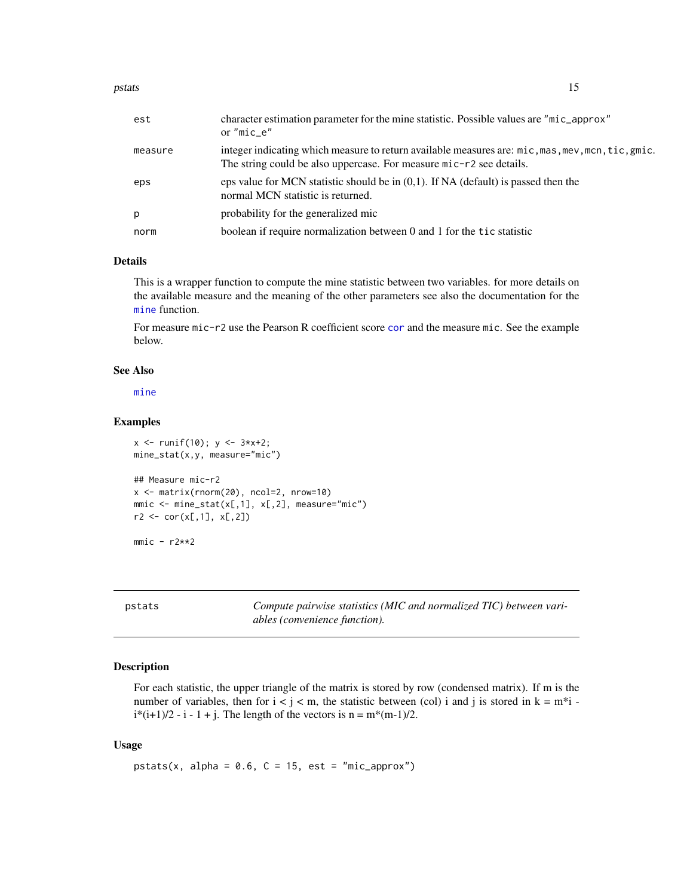| | |
|---|---|
| est | character estimation parameter for the mine statistic. Possible values are "mic_approx" or "mic_e" |
| measure | integer indicating which measure to return available measures are: mic,mas,mev,mcn,tic,gmic. The string could be also uppercase. For measure mic-r2 see details. |
| eps | eps value for MCN statistic should be in (0,1). If NA (default) is passed then the normal MCN statistic is returned. |
| p | probability for the generalized mic |
| norm | boolean if require normalization between 0 and 1 for the tic statistic |

### Details

This is a wrapper function to compute the mine statistic between two variables. for more details on the available measure and the meaning of the other parameters see also the documentation for the mine function.

For measure mic-r2 use the Pearson R coefficient score cor and the measure mic. See the example below.

### See Also

mine

### Examples

```
x <- runif(10); y <- 3*x+2;
mine_stat(x,y, measure="mic")

## Measure mic-r2
x <- matrix(rnorm(20), ncol=2, nrow=10)
mmic <- mine_stat(x[,1], x[,2], measure="mic")
r2 <- cor(x[,1], x[,2])

mmic - r2**2
```

---

## pstats

*Compute pairwise statistics (MIC and normalized TIC) between variables (convenience function).*

### Description

For each statistic, the upper triangle of the matrix is stored by row (condensed matrix). If m is the number of variables, then for $i < j < m$, the statistic between (col) i and j is stored in $k = m*i - i*(i+1)/2 - i - 1 + j$. The length of the vectors is $n = m*(m-1)/2$.

### Usage

```
pstats(x, alpha = 0.6, C = 15, est = "mic_approx")
```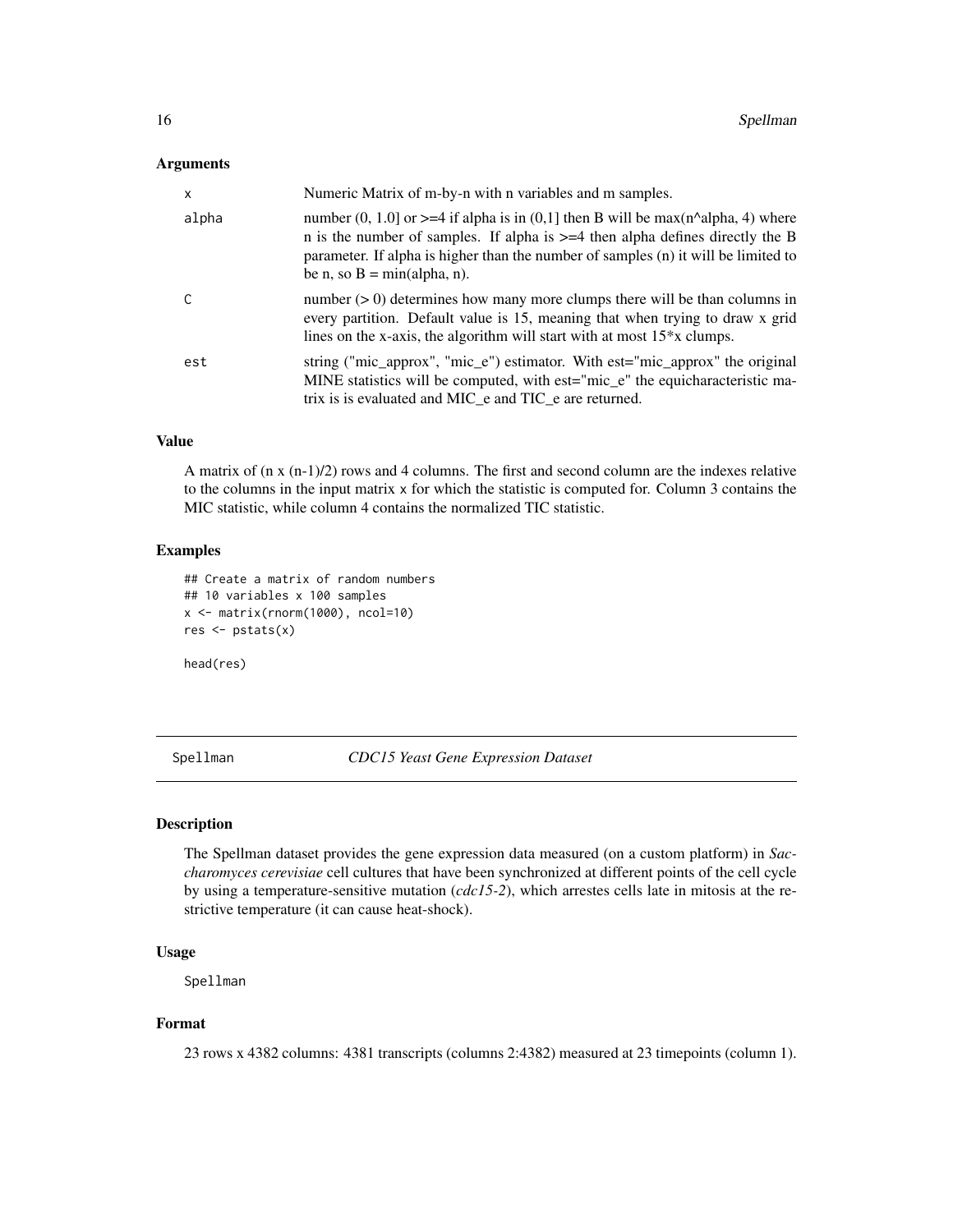### Arguments

| | |
|---|---|
| x | Numeric Matrix of m-by-n with n variables and m samples. |
| alpha | number (0, 1.0] or >=4 if alpha is in (0,1] then B will be max(n^alpha, 4) where n is the number of samples. If alpha is >=4 then alpha defines directly the B parameter. If alpha is higher than the number of samples (n) it will be limited to be n, so B = min(alpha, n). |
| C | number (> 0) determines how many more clumps there will be than columns in every partition. Default value is 15, meaning that when trying to draw x grid lines on the x-axis, the algorithm will start with at most 15*x clumps. |
| est | string ("mic_approx", "mic_e") estimator. With est="mic_approx" the original MINE statistics will be computed, with est="mic_e" the equicharacteristic matrix is is evaluated and MIC_e and TIC_e are returned. |

### Value

A matrix of (n x (n-1)/2) rows and 4 columns. The first and second column are the indexes relative to the columns in the input matrix x for which the statistic is computed for. Column 3 contains the MIC statistic, while column 4 contains the normalized TIC statistic.

### Examples

```
## Create a matrix of random numbers
## 10 variables x 100 samples
x <- matrix(rnorm(1000), ncol=10)
res <- pstats(x)

head(res)
```

---

## Spellman    *CDC15 Yeast Gene Expression Dataset*

### Description

The Spellman dataset provides the gene expression data measured (on a custom platform) in *Saccharomyces cerevisiae* cell cultures that have been synchronized at different points of the cell cycle by using a temperature-sensitive mutation (*cdc15-2*), which arrestes cells late in mitosis at the restrictive temperature (it can cause heat-shock).

### Usage

```
Spellman
```

### Format

23 rows x 4382 columns: 4381 transcripts (columns 2:4382) measured at 23 timepoints (column 1).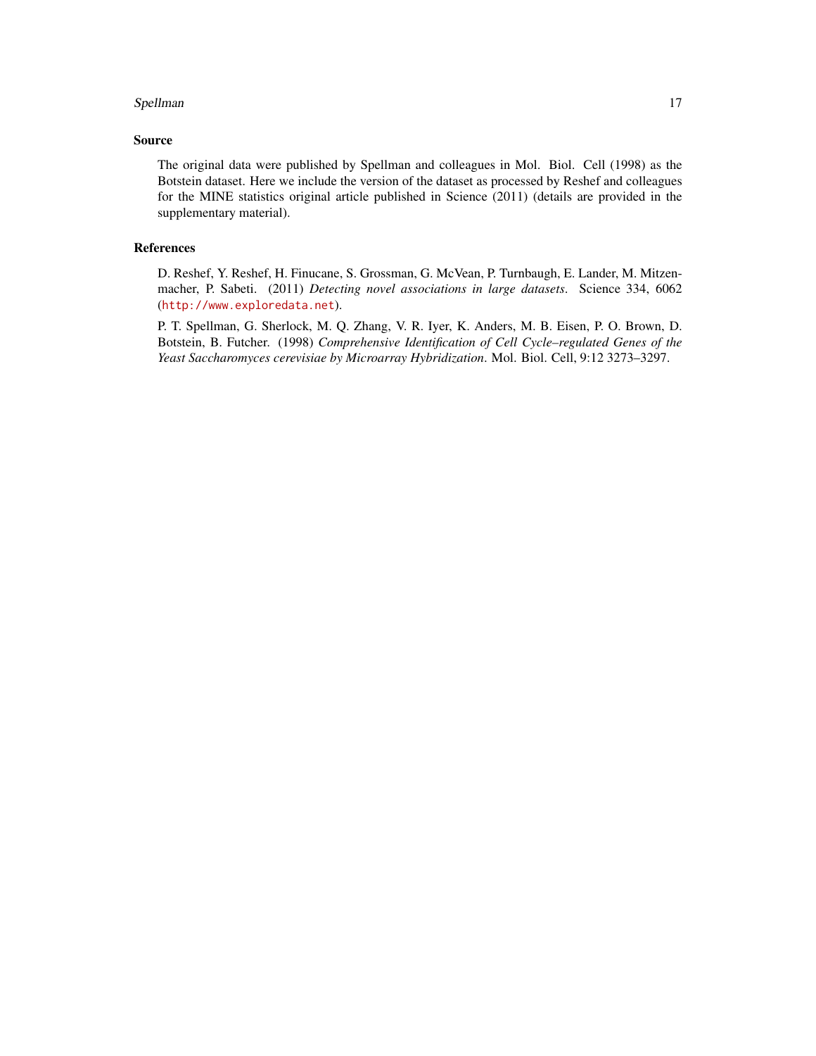## Source

The original data were published by Spellman and colleagues in Mol. Biol. Cell (1998) as the Botstein dataset. Here we include the version of the dataset as processed by Reshef and colleagues for the MINE statistics original article published in Science (2011) (details are provided in the supplementary material).

## References

D. Reshef, Y. Reshef, H. Finucane, S. Grossman, G. McVean, P. Turnbaugh, E. Lander, M. Mitzenmacher, P. Sabeti. (2011) *Detecting novel associations in large datasets*. Science 334, 6062 (`http://www.exploredata.net`).

P. T. Spellman, G. Sherlock, M. Q. Zhang, V. R. Iyer, K. Anders, M. B. Eisen, P. O. Brown, D. Botstein, B. Futcher. (1998) *Comprehensive Identification of Cell Cycle–regulated Genes of the Yeast Saccharomyces cerevisiae by Microarray Hybridization*. Mol. Biol. Cell, 9:12 3273–3297.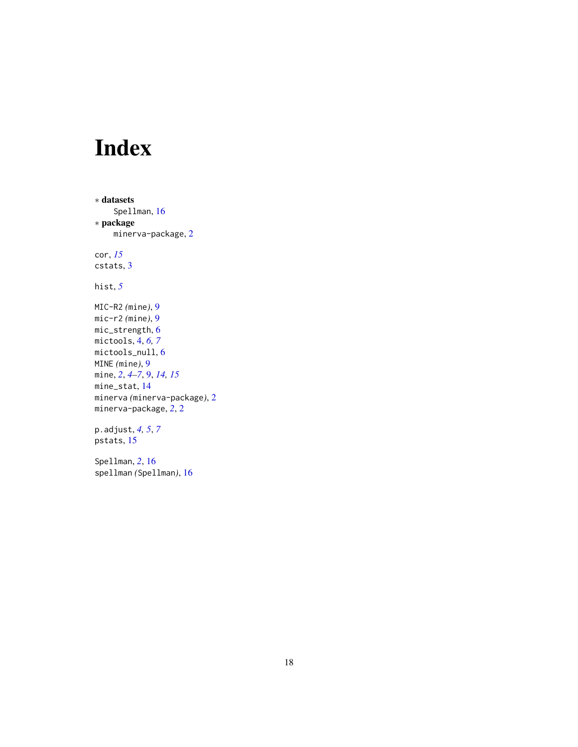# Index

∗ **datasets**
    Spellman, 16
∗ **package**
    minerva-package, 2

cor, *15*
cstats, 3

hist, *5*

MIC-R2 *(*mine*)*, 9
mic-r2 *(*mine*)*, 9
mic_strength, 6
mictools, 4, *6, 7*
mictools_null, 6
MINE *(*mine*)*, 9
mine, *2*, *4–7*, 9, *14, 15*
mine_stat, 14
minerva *(*minerva-package*)*, 2
minerva-package, *2*, 2

p.adjust, *4, 5*, *7*
pstats, 15

Spellman, *2*, 16
spellman *(*Spellman*)*, 16